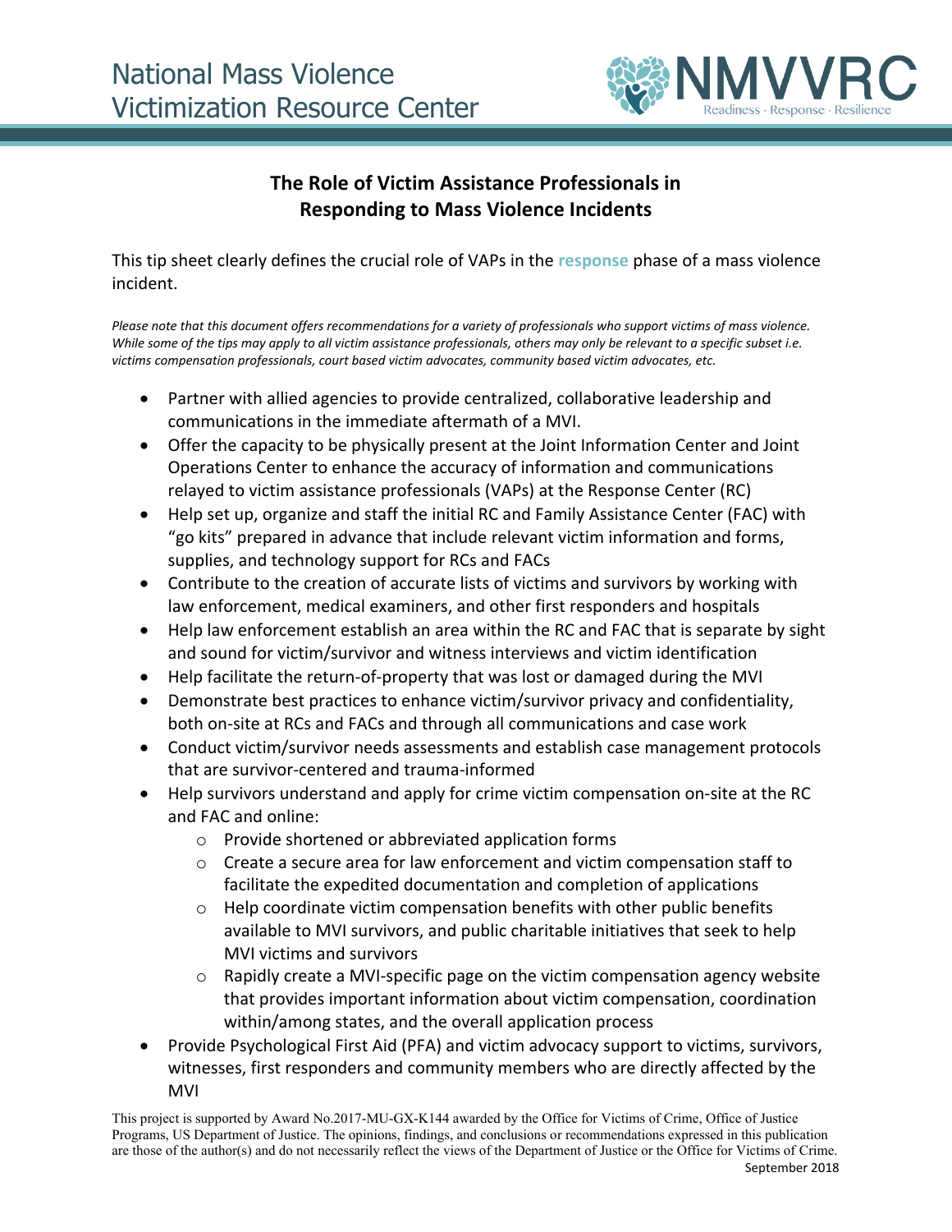National Mass Violence Victimization Resource Center

NMVVRC
Readiness · Response · Resilience

# The Role of Victim Assistance Professionals in Responding to Mass Violence Incidents

This tip sheet clearly defines the crucial role of VAPs in the **response** phase of a mass violence incident.

*Please note that this document offers recommendations for a variety of professionals who support victims of mass violence. While some of the tips may apply to all victim assistance professionals, others may only be relevant to a specific subset i.e. victims compensation professionals, court based victim advocates, community based victim advocates, etc.*

- Partner with allied agencies to provide centralized, collaborative leadership and communications in the immediate aftermath of a MVI.
- Offer the capacity to be physically present at the Joint Information Center and Joint Operations Center to enhance the accuracy of information and communications relayed to victim assistance professionals (VAPs) at the Response Center (RC)
- Help set up, organize and staff the initial RC and Family Assistance Center (FAC) with "go kits" prepared in advance that include relevant victim information and forms, supplies, and technology support for RCs and FACs
- Contribute to the creation of accurate lists of victims and survivors by working with law enforcement, medical examiners, and other first responders and hospitals
- Help law enforcement establish an area within the RC and FAC that is separate by sight and sound for victim/survivor and witness interviews and victim identification
- Help facilitate the return-of-property that was lost or damaged during the MVI
- Demonstrate best practices to enhance victim/survivor privacy and confidentiality, both on-site at RCs and FACs and through all communications and case work
- Conduct victim/survivor needs assessments and establish case management protocols that are survivor-centered and trauma-informed
- Help survivors understand and apply for crime victim compensation on-site at the RC and FAC and online:
  - Provide shortened or abbreviated application forms
  - Create a secure area for law enforcement and victim compensation staff to facilitate the expedited documentation and completion of applications
  - Help coordinate victim compensation benefits with other public benefits available to MVI survivors, and public charitable initiatives that seek to help MVI victims and survivors
  - Rapidly create a MVI-specific page on the victim compensation agency website that provides important information about victim compensation, coordination within/among states, and the overall application process
- Provide Psychological First Aid (PFA) and victim advocacy support to victims, survivors, witnesses, first responders and community members who are directly affected by the MVI

This project is supported by Award No.2017-MU-GX-K144 awarded by the Office for Victims of Crime, Office of Justice Programs, US Department of Justice. The opinions, findings, and conclusions or recommendations expressed in this publication are those of the author(s) and do not necessarily reflect the views of the Department of Justice or the Office for Victims of Crime.

September 2018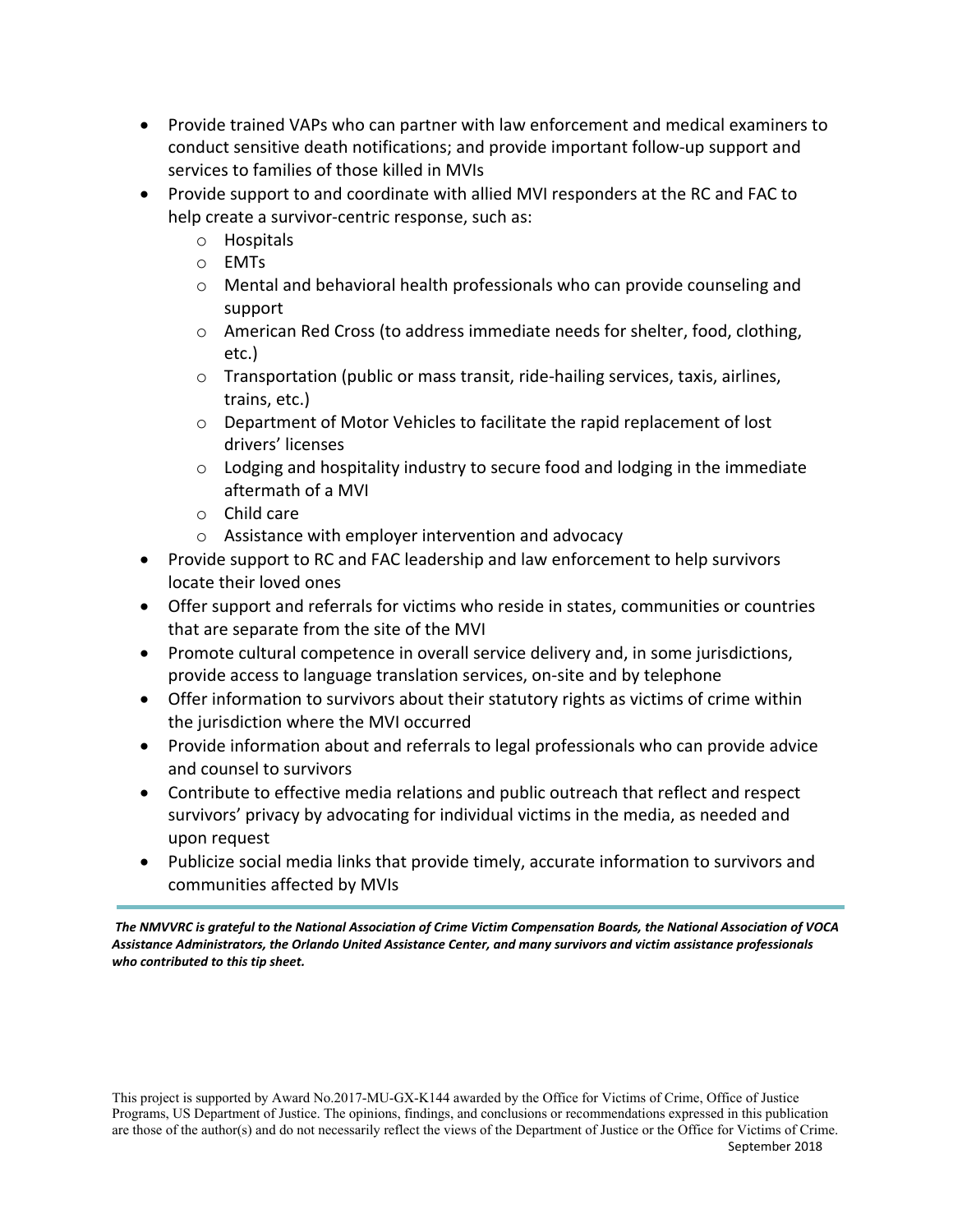- Provide trained VAPs who can partner with law enforcement and medical examiners to conduct sensitive death notifications; and provide important follow-up support and services to families of those killed in MVIs
- Provide support to and coordinate with allied MVI responders at the RC and FAC to help create a survivor-centric response, such as:
    - Hospitals
    - EMTs
    - Mental and behavioral health professionals who can provide counseling and support
    - American Red Cross (to address immediate needs for shelter, food, clothing, etc.)
    - Transportation (public or mass transit, ride-hailing services, taxis, airlines, trains, etc.)
    - Department of Motor Vehicles to facilitate the rapid replacement of lost drivers' licenses
    - Lodging and hospitality industry to secure food and lodging in the immediate aftermath of a MVI
    - Child care
    - Assistance with employer intervention and advocacy
- Provide support to RC and FAC leadership and law enforcement to help survivors locate their loved ones
- Offer support and referrals for victims who reside in states, communities or countries that are separate from the site of the MVI
- Promote cultural competence in overall service delivery and, in some jurisdictions, provide access to language translation services, on-site and by telephone
- Offer information to survivors about their statutory rights as victims of crime within the jurisdiction where the MVI occurred
- Provide information about and referrals to legal professionals who can provide advice and counsel to survivors
- Contribute to effective media relations and public outreach that reflect and respect survivors' privacy by advocating for individual victims in the media, as needed and upon request
- Publicize social media links that provide timely, accurate information to survivors and communities affected by MVIs

***The NMVVRC is grateful to the National Association of Crime Victim Compensation Boards, the National Association of VOCA Assistance Administrators, the Orlando United Assistance Center, and many survivors and victim assistance professionals who contributed to this tip sheet.***

This project is supported by Award No.2017-MU-GX-K144 awarded by the Office for Victims of Crime, Office of Justice Programs, US Department of Justice. The opinions, findings, and conclusions or recommendations expressed in this publication are those of the author(s) and do not necessarily reflect the views of the Department of Justice or the Office for Victims of Crime.

September 2018